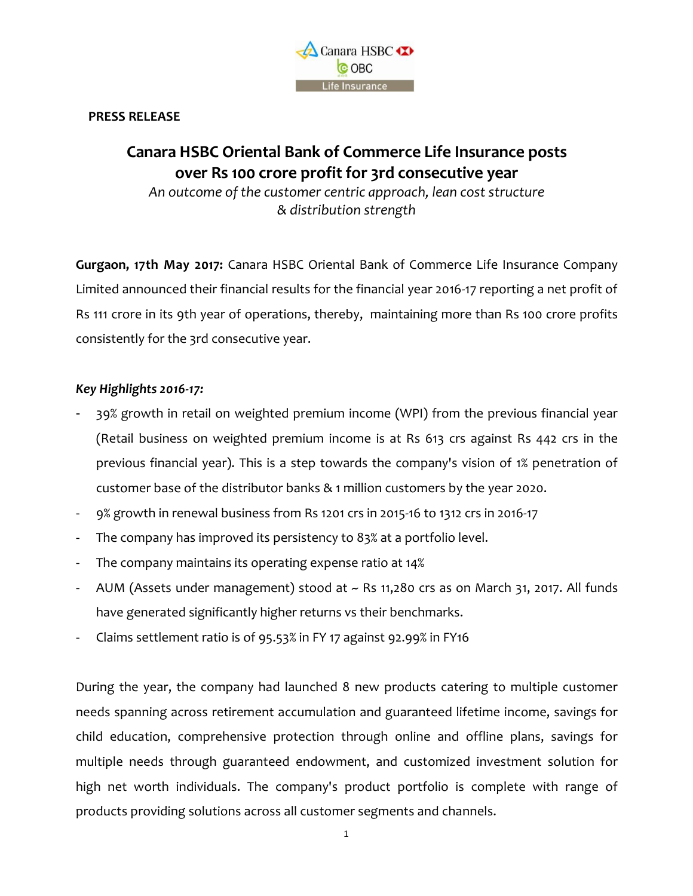**PRESS RELEASE**

# Canara HSBC Oriental Bank of Commerce Life Insurance posts over Rs 100 crore profit for 3rd consecutive year

*An outcome of the customer centric approach, lean cost structure & distribution strength*

**Gurgaon, 17th May 2017:** Canara HSBC Oriental Bank of Commerce Life Insurance Company Limited announced their financial results for the financial year 2016-17 reporting a net profit of Rs 111 crore in its 9th year of operations, thereby, maintaining more than Rs 100 crore profits consistently for the 3rd consecutive year.

***Key Highlights 2016-17:***

- 39% growth in retail on weighted premium income (WPI) from the previous financial year (Retail business on weighted premium income is at Rs 613 crs against Rs 442 crs in the previous financial year). This is a step towards the company's vision of 1% penetration of customer base of the distributor banks & 1 million customers by the year 2020.
- 9% growth in renewal business from Rs 1201 crs in 2015-16 to 1312 crs in 2016-17
- The company has improved its persistency to 83% at a portfolio level.
- The company maintains its operating expense ratio at 14%
- AUM (Assets under management) stood at ~ Rs 11,280 crs as on March 31, 2017. All funds have generated significantly higher returns vs their benchmarks.
- Claims settlement ratio is of 95.53% in FY 17 against 92.99% in FY16

During the year, the company had launched 8 new products catering to multiple customer needs spanning across retirement accumulation and guaranteed lifetime income, savings for child education, comprehensive protection through online and offline plans, savings for multiple needs through guaranteed endowment, and customized investment solution for high net worth individuals. The company's product portfolio is complete with range of products providing solutions across all customer segments and channels.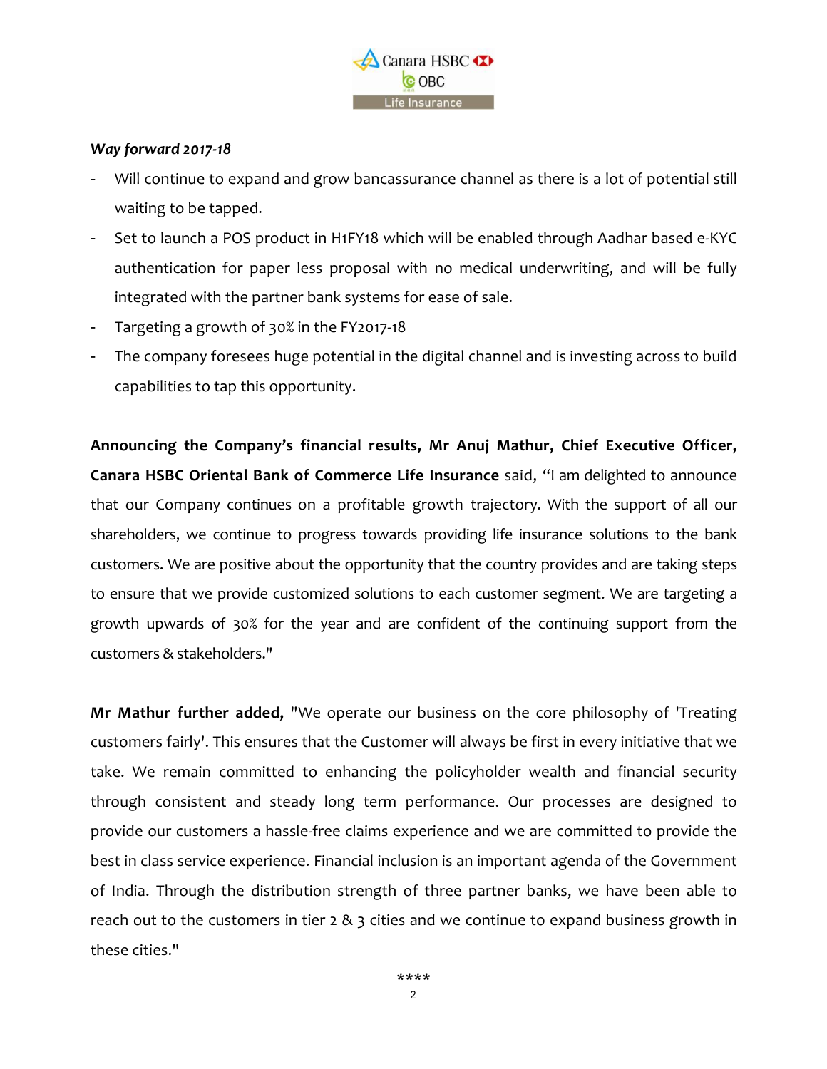*Way forward 2017-18*

- Will continue to expand and grow bancassurance channel as there is a lot of potential still waiting to be tapped.
- Set to launch a POS product in H1FY18 which will be enabled through Aadhar based e-KYC authentication for paper less proposal with no medical underwriting, and will be fully integrated with the partner bank systems for ease of sale.
- Targeting a growth of 30% in the FY2017-18
- The company foresees huge potential in the digital channel and is investing across to build capabilities to tap this opportunity.

**Announcing the Company's financial results, Mr Anuj Mathur, Chief Executive Officer, Canara HSBC Oriental Bank of Commerce Life Insurance** said, "I am delighted to announce that our Company continues on a profitable growth trajectory. With the support of all our shareholders, we continue to progress towards providing life insurance solutions to the bank customers. We are positive about the opportunity that the country provides and are taking steps to ensure that we provide customized solutions to each customer segment. We are targeting a growth upwards of 30% for the year and are confident of the continuing support from the customers & stakeholders."

**Mr Mathur further added,** "We operate our business on the core philosophy of 'Treating customers fairly'. This ensures that the Customer will always be first in every initiative that we take. We remain committed to enhancing the policyholder wealth and financial security through consistent and steady long term performance. Our processes are designed to provide our customers a hassle-free claims experience and we are committed to provide the best in class service experience. Financial inclusion is an important agenda of the Government of India. Through the distribution strength of three partner banks, we have been able to reach out to the customers in tier 2 & 3 cities and we continue to expand business growth in these cities."

****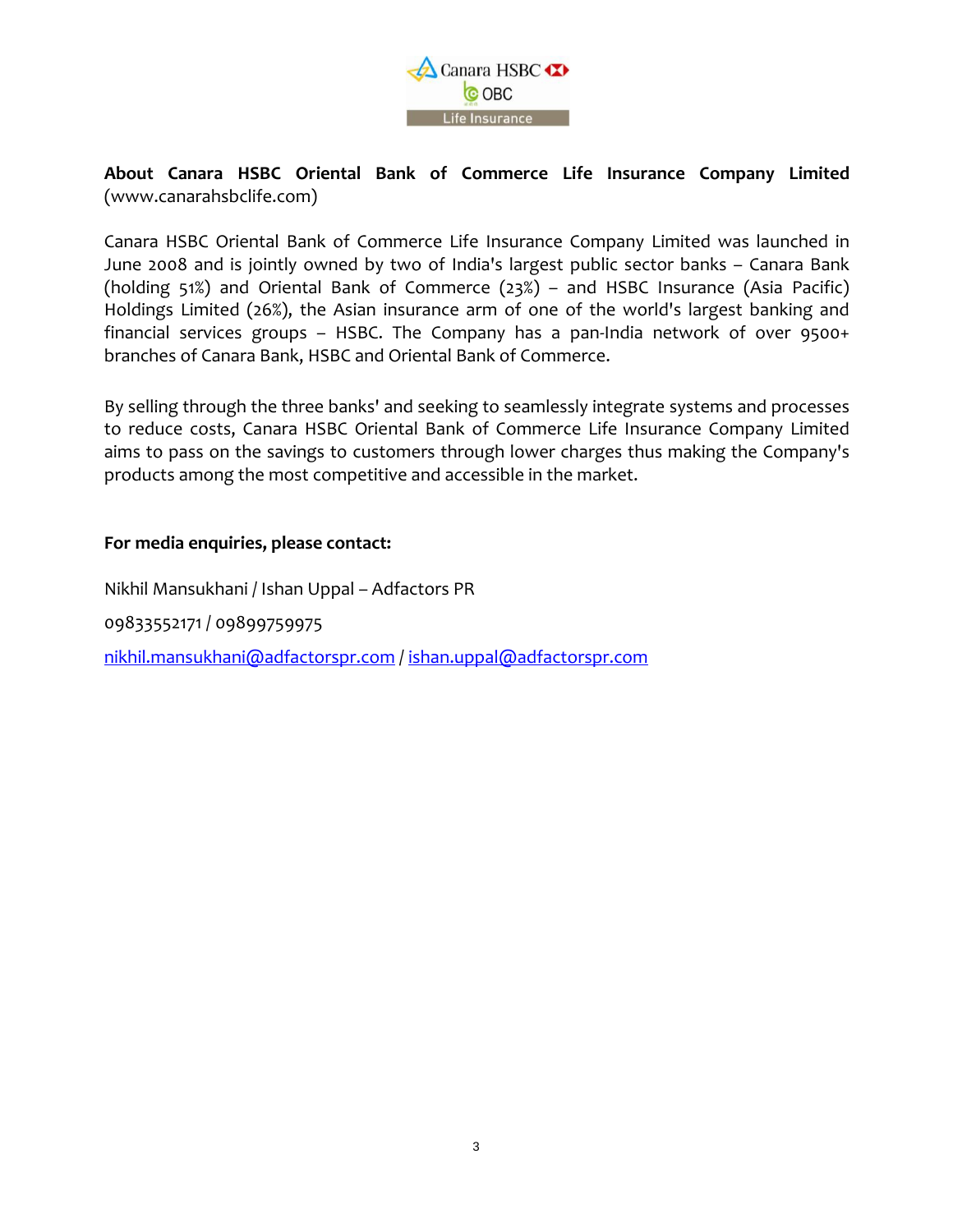**About Canara HSBC Oriental Bank of Commerce Life Insurance Company Limited** (www.canarahsbclife.com)

Canara HSBC Oriental Bank of Commerce Life Insurance Company Limited was launched in June 2008 and is jointly owned by two of India's largest public sector banks – Canara Bank (holding 51%) and Oriental Bank of Commerce (23%) – and HSBC Insurance (Asia Pacific) Holdings Limited (26%), the Asian insurance arm of one of the world's largest banking and financial services groups – HSBC. The Company has a pan-India network of over 9500+ branches of Canara Bank, HSBC and Oriental Bank of Commerce.

By selling through the three banks' and seeking to seamlessly integrate systems and processes to reduce costs, Canara HSBC Oriental Bank of Commerce Life Insurance Company Limited aims to pass on the savings to customers through lower charges thus making the Company's products among the most competitive and accessible in the market.

**For media enquiries, please contact:**

Nikhil Mansukhani / Ishan Uppal – Adfactors PR

09833552171 / 09899759975

nikhil.mansukhani@adfactorspr.com / ishan.uppal@adfactorspr.com